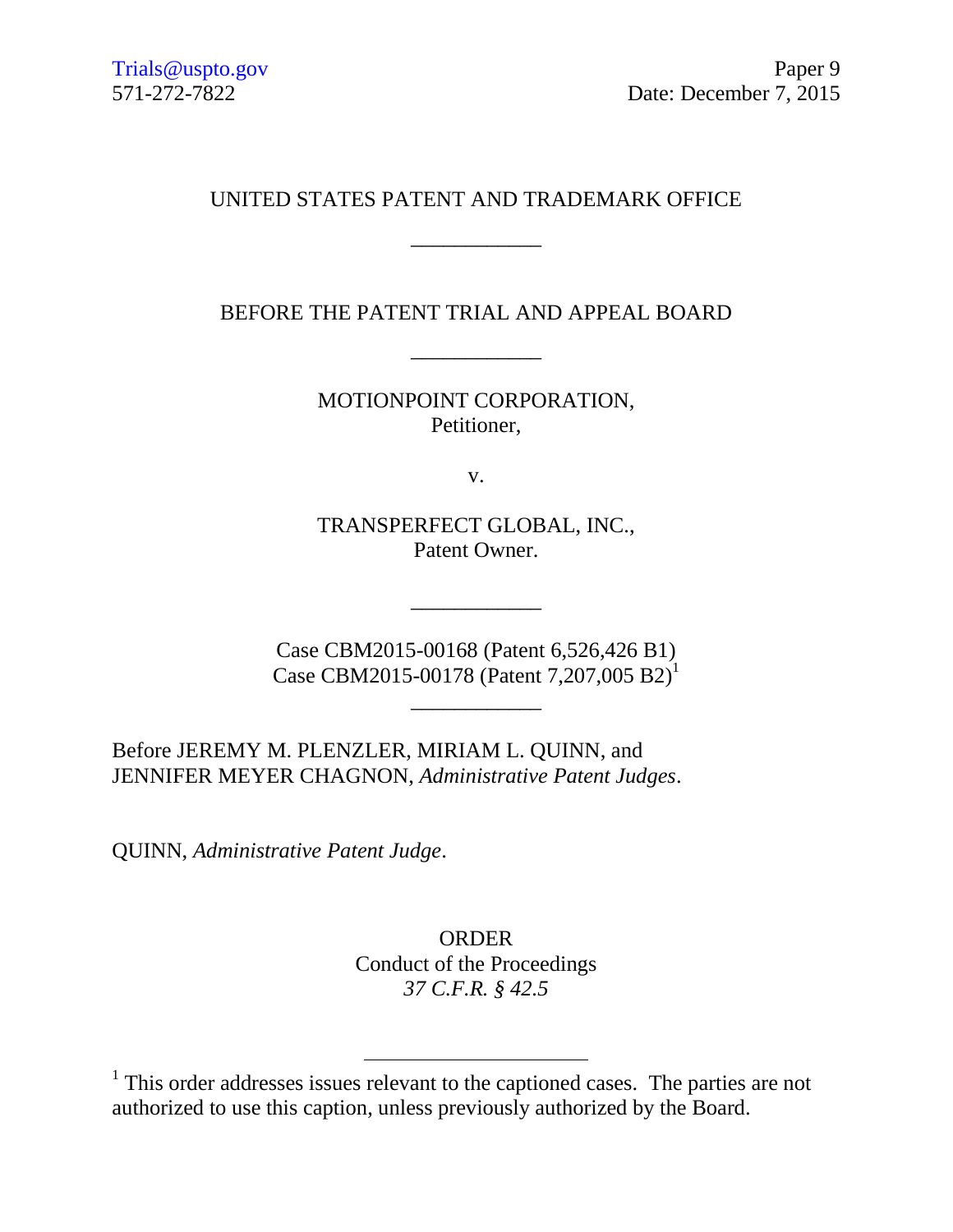Trials@uspto.gov
571-272-7822

Paper 9
Date: December 7, 2015

UNITED STATES PATENT AND TRADEMARK OFFICE

---

BEFORE THE PATENT TRIAL AND APPEAL BOARD

---

MOTIONPOINT CORPORATION,
Petitioner,

v.

TRANSPERFECT GLOBAL, INC.,
Patent Owner.

---

Case CBM2015-00168 (Patent 6,526,426 B1)
Case CBM2015-00178 (Patent 7,207,005 B2)[1]

---

Before JEREMY M. PLENZLER, MIRIAM L. QUINN, and JENNIFER MEYER CHAGNON, *Administrative Patent Judges*.

QUINN, *Administrative Patent Judge*.

ORDER
Conduct of the Proceedings
*37 C.F.R. § 42.5*

---

[1] This order addresses issues relevant to the captioned cases. The parties are not authorized to use this caption, unless previously authorized by the Board.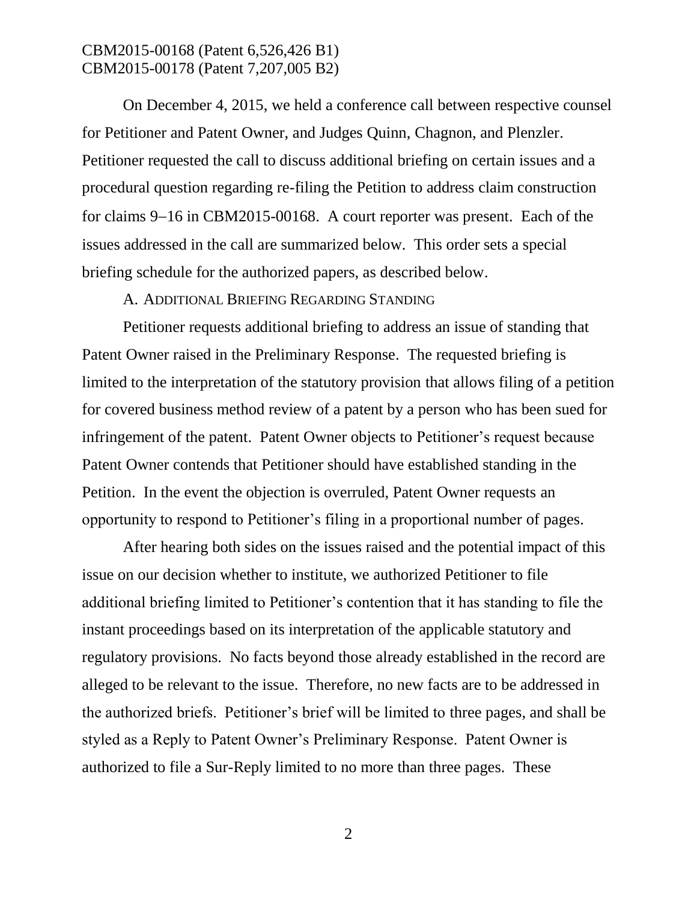On December 4, 2015, we held a conference call between respective counsel for Petitioner and Patent Owner, and Judges Quinn, Chagnon, and Plenzler. Petitioner requested the call to discuss additional briefing on certain issues and a procedural question regarding re-filing the Petition to address claim construction for claims 9–16 in CBM2015-00168. A court reporter was present. Each of the issues addressed in the call are summarized below. This order sets a special briefing schedule for the authorized papers, as described below.

A. ADDITIONAL BRIEFING REGARDING STANDING

Petitioner requests additional briefing to address an issue of standing that Patent Owner raised in the Preliminary Response. The requested briefing is limited to the interpretation of the statutory provision that allows filing of a petition for covered business method review of a patent by a person who has been sued for infringement of the patent. Patent Owner objects to Petitioner's request because Patent Owner contends that Petitioner should have established standing in the Petition. In the event the objection is overruled, Patent Owner requests an opportunity to respond to Petitioner's filing in a proportional number of pages.

After hearing both sides on the issues raised and the potential impact of this issue on our decision whether to institute, we authorized Petitioner to file additional briefing limited to Petitioner's contention that it has standing to file the instant proceedings based on its interpretation of the applicable statutory and regulatory provisions. No facts beyond those already established in the record are alleged to be relevant to the issue. Therefore, no new facts are to be addressed in the authorized briefs. Petitioner's brief will be limited to three pages, and shall be styled as a Reply to Patent Owner's Preliminary Response. Patent Owner is authorized to file a Sur-Reply limited to no more than three pages. These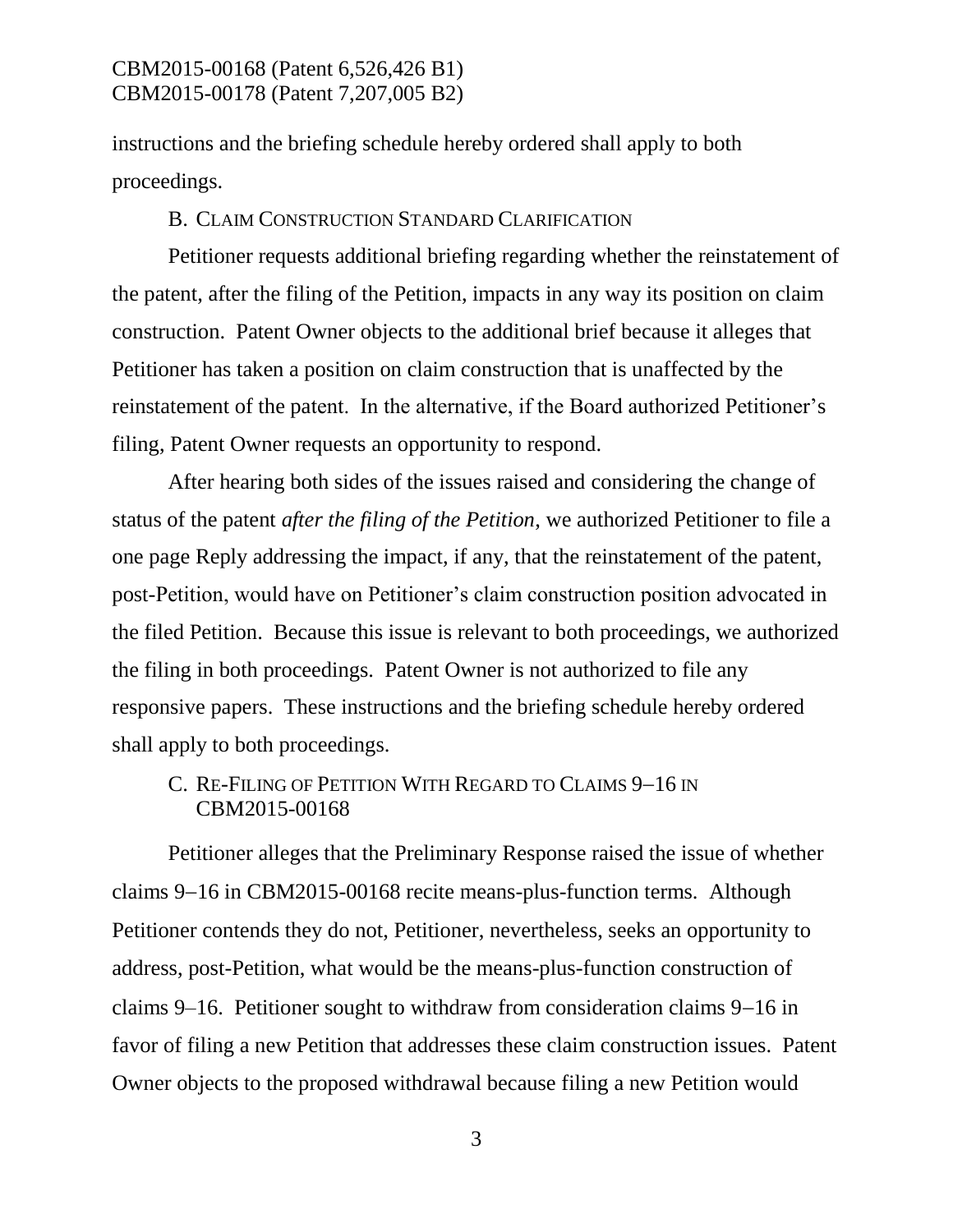instructions and the briefing schedule hereby ordered shall apply to both proceedings.

### B. Claim Construction Standard Clarification

Petitioner requests additional briefing regarding whether the reinstatement of the patent, after the filing of the Petition, impacts in any way its position on claim construction. Patent Owner objects to the additional brief because it alleges that Petitioner has taken a position on claim construction that is unaffected by the reinstatement of the patent. In the alternative, if the Board authorized Petitioner's filing, Patent Owner requests an opportunity to respond.

After hearing both sides of the issues raised and considering the change of status of the patent *after the filing of the Petition*, we authorized Petitioner to file a one page Reply addressing the impact, if any, that the reinstatement of the patent, post-Petition, would have on Petitioner's claim construction position advocated in the filed Petition. Because this issue is relevant to both proceedings, we authorized the filing in both proceedings. Patent Owner is not authorized to file any responsive papers. These instructions and the briefing schedule hereby ordered shall apply to both proceedings.

### C. Re-Filing of Petition With Regard to Claims 9–16 in CBM2015-00168

Petitioner alleges that the Preliminary Response raised the issue of whether claims 9–16 in CBM2015-00168 recite means-plus-function terms. Although Petitioner contends they do not, Petitioner, nevertheless, seeks an opportunity to address, post-Petition, what would be the means-plus-function construction of claims 9–16. Petitioner sought to withdraw from consideration claims 9–16 in favor of filing a new Petition that addresses these claim construction issues. Patent Owner objects to the proposed withdrawal because filing a new Petition would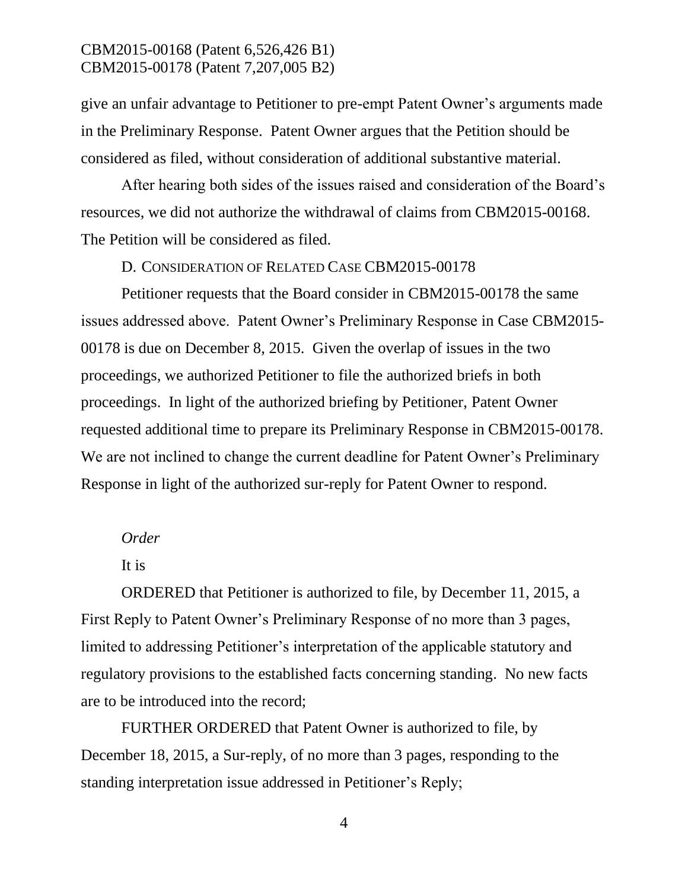give an unfair advantage to Petitioner to pre-empt Patent Owner's arguments made in the Preliminary Response. Patent Owner argues that the Petition should be considered as filed, without consideration of additional substantive material.

After hearing both sides of the issues raised and consideration of the Board's resources, we did not authorize the withdrawal of claims from CBM2015-00168. The Petition will be considered as filed.

D. CONSIDERATION OF RELATED CASE CBM2015-00178

Petitioner requests that the Board consider in CBM2015-00178 the same issues addressed above. Patent Owner's Preliminary Response in Case CBM2015-00178 is due on December 8, 2015. Given the overlap of issues in the two proceedings, we authorized Petitioner to file the authorized briefs in both proceedings. In light of the authorized briefing by Petitioner, Patent Owner requested additional time to prepare its Preliminary Response in CBM2015-00178. We are not inclined to change the current deadline for Patent Owner's Preliminary Response in light of the authorized sur-reply for Patent Owner to respond.

*Order*

It is

ORDERED that Petitioner is authorized to file, by December 11, 2015, a First Reply to Patent Owner's Preliminary Response of no more than 3 pages, limited to addressing Petitioner's interpretation of the applicable statutory and regulatory provisions to the established facts concerning standing. No new facts are to be introduced into the record;

FURTHER ORDERED that Patent Owner is authorized to file, by December 18, 2015, a Sur-reply, of no more than 3 pages, responding to the standing interpretation issue addressed in Petitioner's Reply;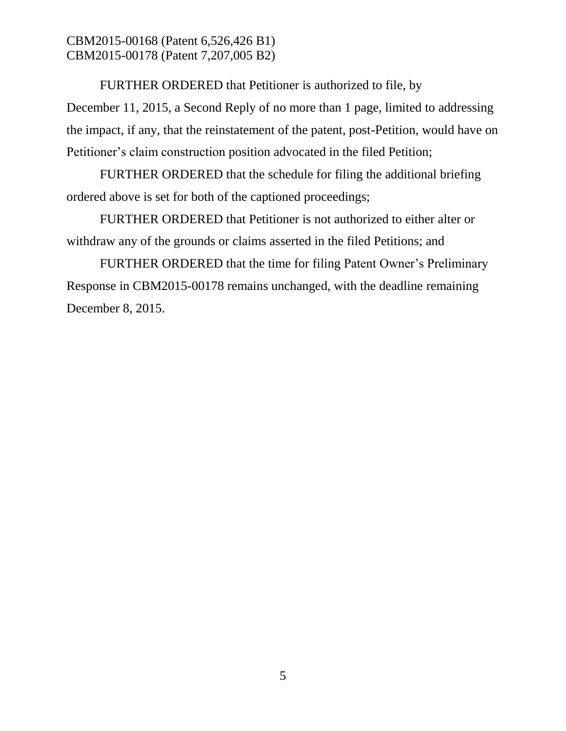FURTHER ORDERED that Petitioner is authorized to file, by December 11, 2015, a Second Reply of no more than 1 page, limited to addressing the impact, if any, that the reinstatement of the patent, post-Petition, would have on Petitioner's claim construction position advocated in the filed Petition;

FURTHER ORDERED that the schedule for filing the additional briefing ordered above is set for both of the captioned proceedings;

FURTHER ORDERED that Petitioner is not authorized to either alter or withdraw any of the grounds or claims asserted in the filed Petitions; and

FURTHER ORDERED that the time for filing Patent Owner's Preliminary Response in CBM2015-00178 remains unchanged, with the deadline remaining December 8, 2015.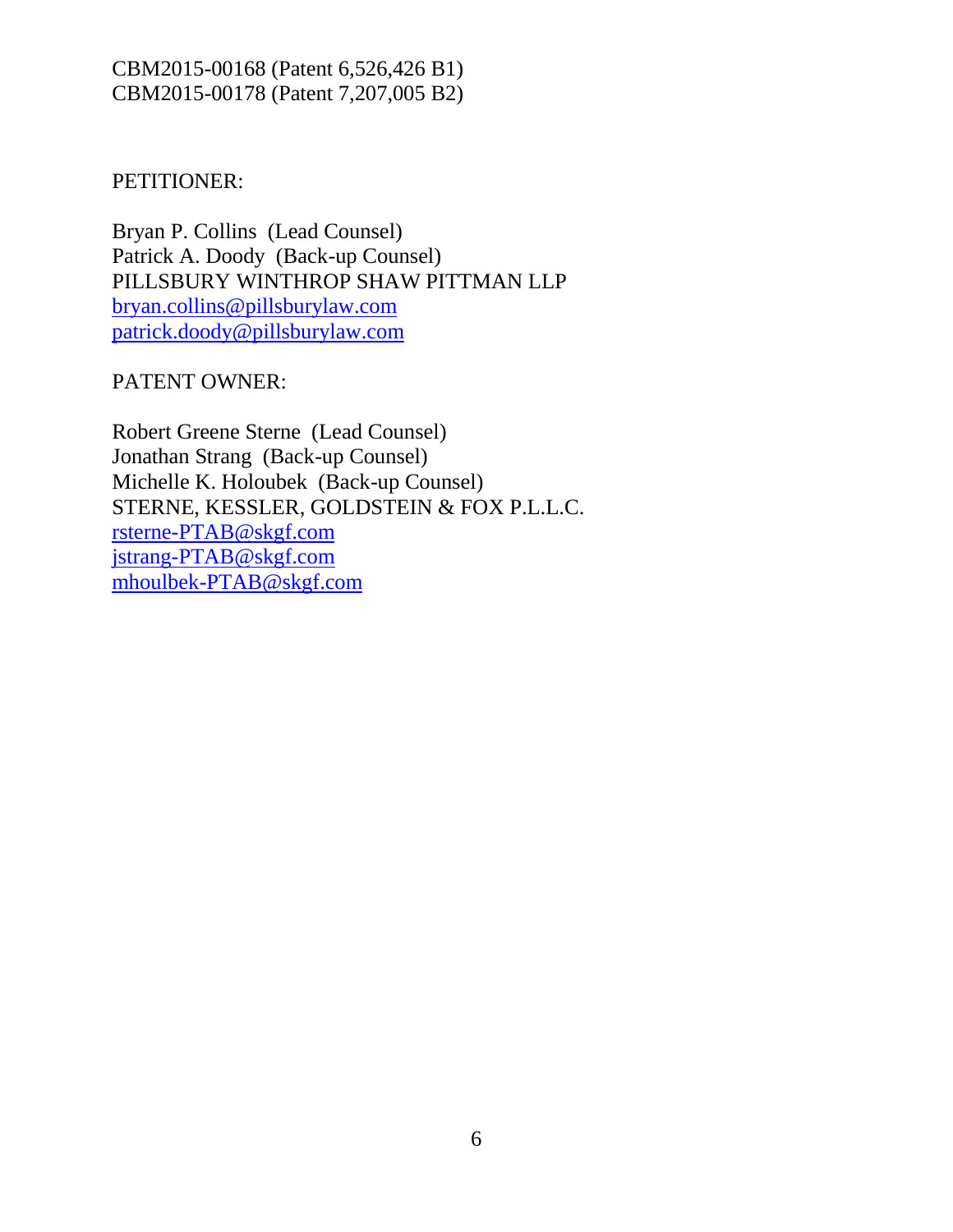CBM2015-00168 (Patent 6,526,426 B1)
CBM2015-00178 (Patent 7,207,005 B2)

PETITIONER:

Bryan P. Collins (Lead Counsel)
Patrick A. Doody (Back-up Counsel)
PILLSBURY WINTHROP SHAW PITTMAN LLP
bryan.collins@pillsburylaw.com
patrick.doody@pillsburylaw.com

PATENT OWNER:

Robert Greene Sterne (Lead Counsel)
Jonathan Strang (Back-up Counsel)
Michelle K. Holoubek (Back-up Counsel)
STERNE, KESSLER, GOLDSTEIN & FOX P.L.L.C.
rsterne-PTAB@skgf.com
jstrang-PTAB@skgf.com
mhoulbek-PTAB@skgf.com